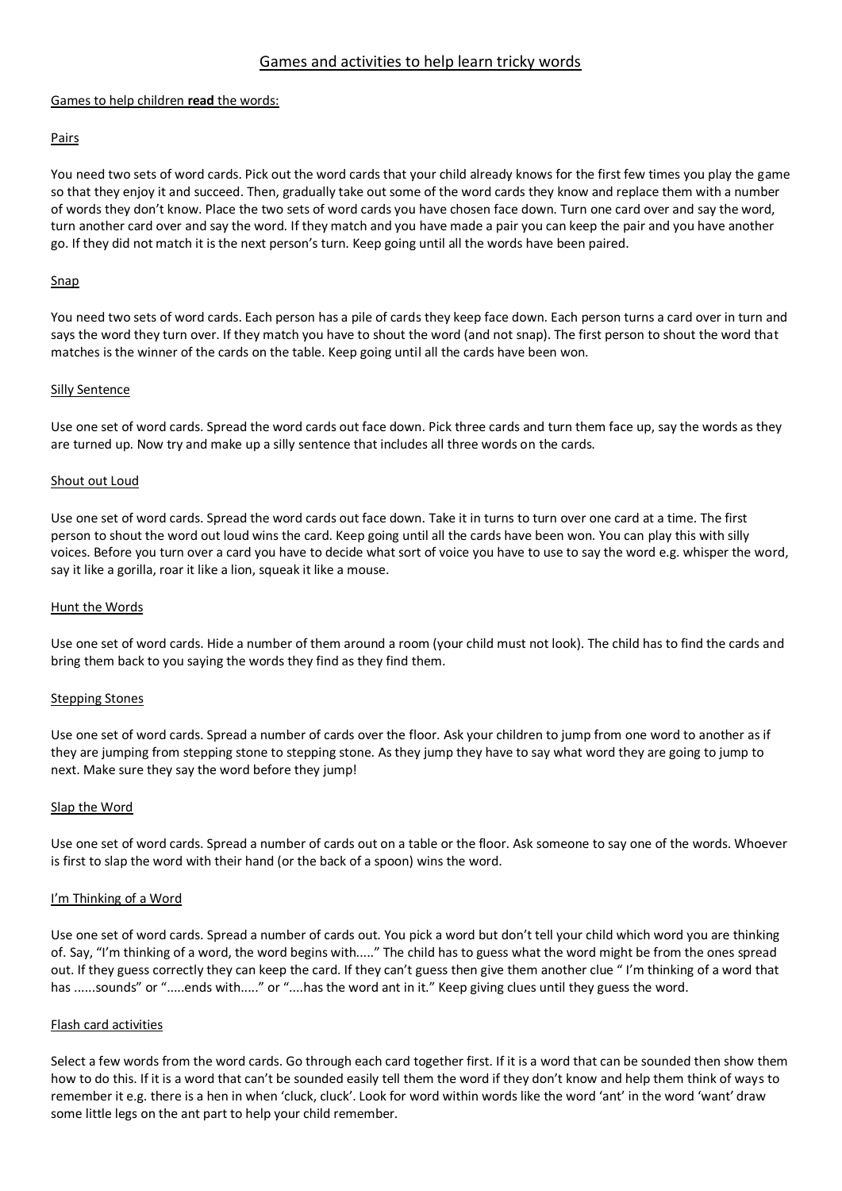# Games and activities to help learn tricky words

## Games to help children **read** the words:

### Pairs

You need two sets of word cards. Pick out the word cards that your child already knows for the first few times you play the game so that they enjoy it and succeed. Then, gradually take out some of the word cards they know and replace them with a number of words they don't know. Place the two sets of word cards you have chosen face down. Turn one card over and say the word, turn another card over and say the word. If they match and you have made a pair you can keep the pair and you have another go. If they did not match it is the next person's turn. Keep going until all the words have been paired.

### Snap

You need two sets of word cards. Each person has a pile of cards they keep face down. Each person turns a card over in turn and says the word they turn over. If they match you have to shout the word (and not snap). The first person to shout the word that matches is the winner of the cards on the table. Keep going until all the cards have been won.

### Silly Sentence

Use one set of word cards. Spread the word cards out face down. Pick three cards and turn them face up, say the words as they are turned up. Now try and make up a silly sentence that includes all three words on the cards.

### Shout out Loud

Use one set of word cards. Spread the word cards out face down. Take it in turns to turn over one card at a time. The first person to shout the word out loud wins the card. Keep going until all the cards have been won. You can play this with silly voices. Before you turn over a card you have to decide what sort of voice you have to use to say the word e.g. whisper the word, say it like a gorilla, roar it like a lion, squeak it like a mouse.

### Hunt the Words

Use one set of word cards. Hide a number of them around a room (your child must not look). The child has to find the cards and bring them back to you saying the words they find as they find them.

### Stepping Stones

Use one set of word cards. Spread a number of cards over the floor. Ask your children to jump from one word to another as if they are jumping from stepping stone to stepping stone. As they jump they have to say what word they are going to jump to next. Make sure they say the word before they jump!

### Slap the Word

Use one set of word cards. Spread a number of cards out on a table or the floor. Ask someone to say one of the words. Whoever is first to slap the word with their hand (or the back of a spoon) wins the word.

### I'm Thinking of a Word

Use one set of word cards. Spread a number of cards out. You pick a word but don't tell your child which word you are thinking of. Say, "I'm thinking of a word, the word begins with….." The child has to guess what the word might be from the ones spread out. If they guess correctly they can keep the card. If they can't guess then give them another clue " I'm thinking of a word that has ......sounds" or ".....ends with….." or "....has the word ant in it." Keep giving clues until they guess the word.

### Flash card activities

Select a few words from the word cards. Go through each card together first. If it is a word that can be sounded then show them how to do this. If it is a word that can't be sounded easily tell them the word if they don't know and help them think of ways to remember it e.g. there is a hen in when 'cluck, cluck'. Look for word within words like the word 'ant' in the word 'want' draw some little legs on the ant part to help your child remember.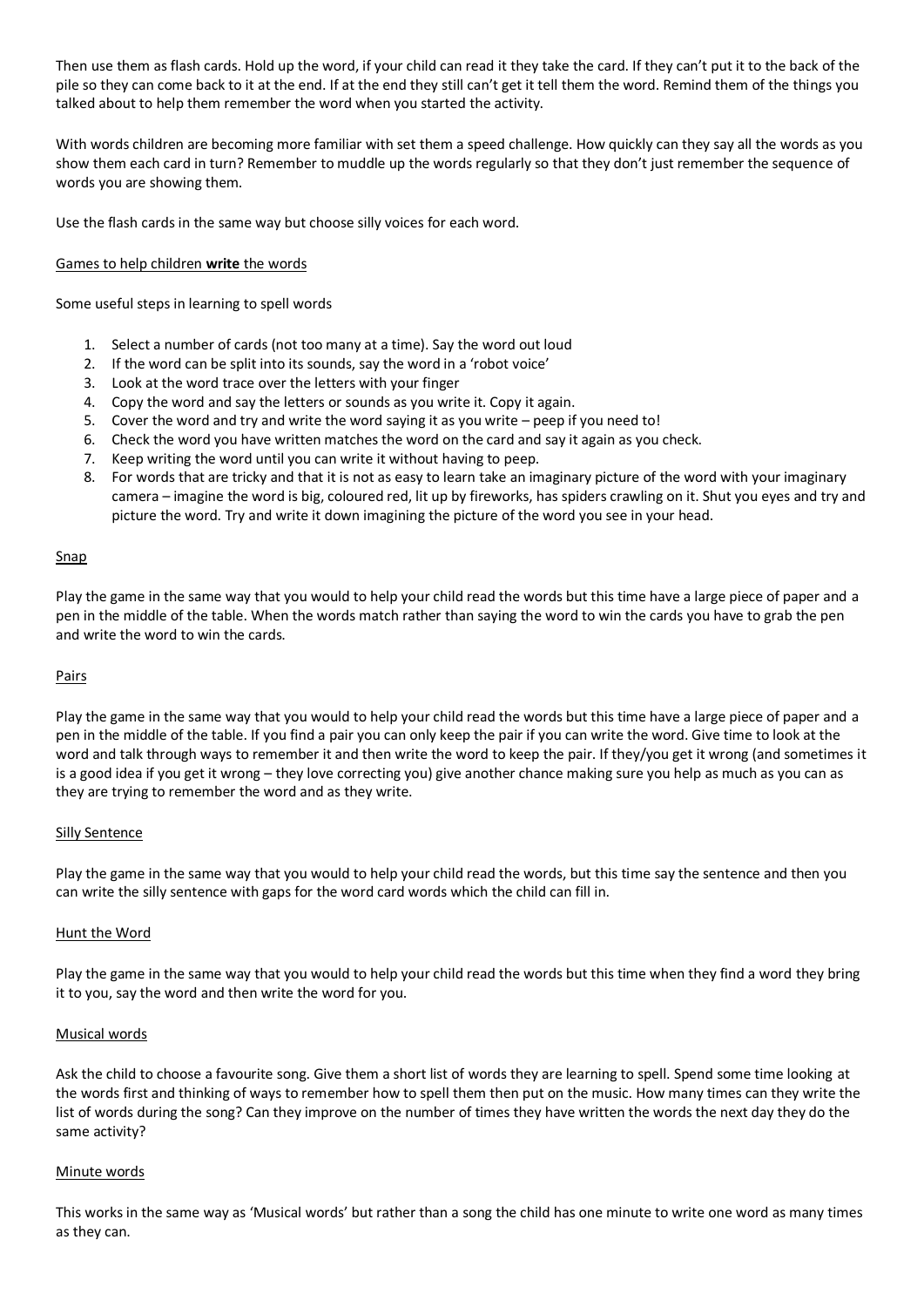Then use them as flash cards. Hold up the word, if your child can read it they take the card. If they can't put it to the back of the pile so they can come back to it at the end. If at the end they still can't get it tell them the word. Remind them of the things you talked about to help them remember the word when you started the activity.

With words children are becoming more familiar with set them a speed challenge. How quickly can they say all the words as you show them each card in turn? Remember to muddle up the words regularly so that they don't just remember the sequence of words you are showing them.

Use the flash cards in the same way but choose silly voices for each word.

<u>Games to help children **write** the words</u>

Some useful steps in learning to spell words

1. Select a number of cards (not too many at a time). Say the word out loud
2. If the word can be split into its sounds, say the word in a 'robot voice'
3. Look at the word trace over the letters with your finger
4. Copy the word and say the letters or sounds as you write it. Copy it again.
5. Cover the word and try and write the word saying it as you write – peep if you need to!
6. Check the word you have written matches the word on the card and say it again as you check.
7. Keep writing the word until you can write it without having to peep.
8. For words that are tricky and that it is not as easy to learn take an imaginary picture of the word with your imaginary camera – imagine the word is big, coloured red, lit up by fireworks, has spiders crawling on it. Shut you eyes and try and picture the word. Try and write it down imagining the picture of the word you see in your head.

<u>Snap</u>

Play the game in the same way that you would to help your child read the words but this time have a large piece of paper and a pen in the middle of the table. When the words match rather than saying the word to win the cards you have to grab the pen and write the word to win the cards.

<u>Pairs</u>

Play the game in the same way that you would to help your child read the words but this time have a large piece of paper and a pen in the middle of the table. If you find a pair you can only keep the pair if you can write the word. Give time to look at the word and talk through ways to remember it and then write the word to keep the pair. If they/you get it wrong (and sometimes it is a good idea if you get it wrong – they love correcting you) give another chance making sure you help as much as you can as they are trying to remember the word and as they write.

<u>Silly Sentence</u>

Play the game in the same way that you would to help your child read the words, but this time say the sentence and then you can write the silly sentence with gaps for the word card words which the child can fill in.

<u>Hunt the Word</u>

Play the game in the same way that you would to help your child read the words but this time when they find a word they bring it to you, say the word and then write the word for you.

<u>Musical words</u>

Ask the child to choose a favourite song. Give them a short list of words they are learning to spell. Spend some time looking at the words first and thinking of ways to remember how to spell them then put on the music. How many times can they write the list of words during the song? Can they improve on the number of times they have written the words the next day they do the same activity?

<u>Minute words</u>

This works in the same way as 'Musical words' but rather than a song the child has one minute to write one word as many times as they can.